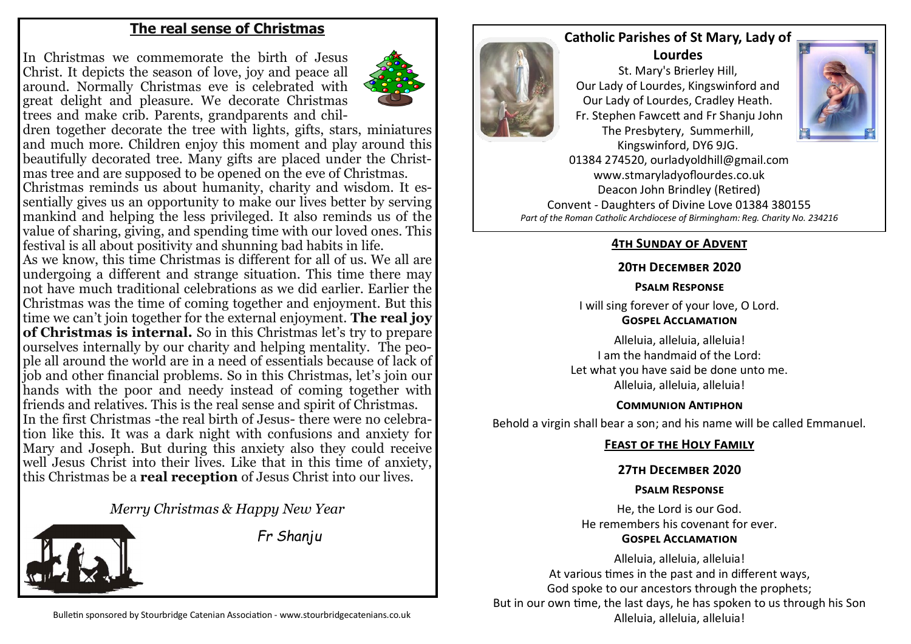## The real sense of Christmas

In Christmas we commemorate the birth of Jesus Christ. It depicts the season of love, joy and peace all around. Normally Christmas eve is celebrated with great delight and pleasure. We decorate Christmas trees and make crib. Parents, grandparents and children together decorate the tree with lights, gifts, stars, miniatures and much more. Children enjoy this moment and play around this beautifully decorated tree. Many gifts are placed under the Christmas tree and are supposed to be opened on the eve of Christmas.

Christmas reminds us about humanity, charity and wisdom. It essentially gives us an opportunity to make our lives better by serving mankind and helping the less privileged. It also reminds us of the value of sharing, giving, and spending time with our loved ones. This festival is all about positivity and shunning bad habits in life.

As we know, this time Christmas is different for all of us. We all are undergoing a different and strange situation. This time there may not have much traditional celebrations as we did earlier. Earlier the Christmas was the time of coming together and enjoyment. But this time we can't join together for the external enjoyment. **The real joy of Christmas is internal.** So in this Christmas let's try to prepare ourselves internally by our charity and helping mentality. The people all around the world are in a need of essentials because of lack of job and other financial problems. So in this Christmas, let's join our hands with the poor and needy instead of coming together with friends and relatives. This is the real sense and spirit of Christmas.

In the first Christmas -the real birth of Jesus- there were no celebration like this. It was a dark night with confusions and anxiety for Mary and Joseph. But during this anxiety also they could receive well Jesus Christ into their lives. Like that in this time of anxiety, this Christmas be a **real reception** of Jesus Christ into our lives.

*Merry Christmas & Happy New Year*

Fr Shanju

Bulletin sponsored by Stourbridge Catenian Association - www.stourbridgecatenians.co.uk

## Catholic Parishes of St Mary, Lady of Lourdes

St. Mary's Brierley Hill,
Our Lady of Lourdes, Kingswinford and
Our Lady of Lourdes, Cradley Heath.
Fr. Stephen Fawcett and Fr Shanju John
The Presbytery, Summerhill,
Kingswinford, DY6 9JG.
01384 274520, ourladyoldhill@gmail.com
www.stmaryladyoflourdes.co.uk
Deacon John Brindley (Retired)
Convent - Daughters of Divine Love 01384 380155
*Part of the Roman Catholic Archdiocese of Birmingham: Reg. Charity No. 234216*

### 4th Sunday of Advent

**20th December 2020**

**Psalm Response**

I will sing forever of your love, O Lord.

**Gospel Acclamation**

Alleluia, alleluia, alleluia!
I am the handmaid of the Lord:
Let what you have said be done unto me.
Alleluia, alleluia, alleluia!

**Communion Antiphon**

Behold a virgin shall bear a son; and his name will be called Emmanuel.

### Feast of the Holy Family

**27th December 2020**

**Psalm Response**

He, the Lord is our God.
He remembers his covenant for ever.

**Gospel Acclamation**

Alleluia, alleluia, alleluia!
At various times in the past and in different ways,
God spoke to our ancestors through the prophets;
But in our own time, the last days, he has spoken to us through his Son
Alleluia, alleluia, alleluia!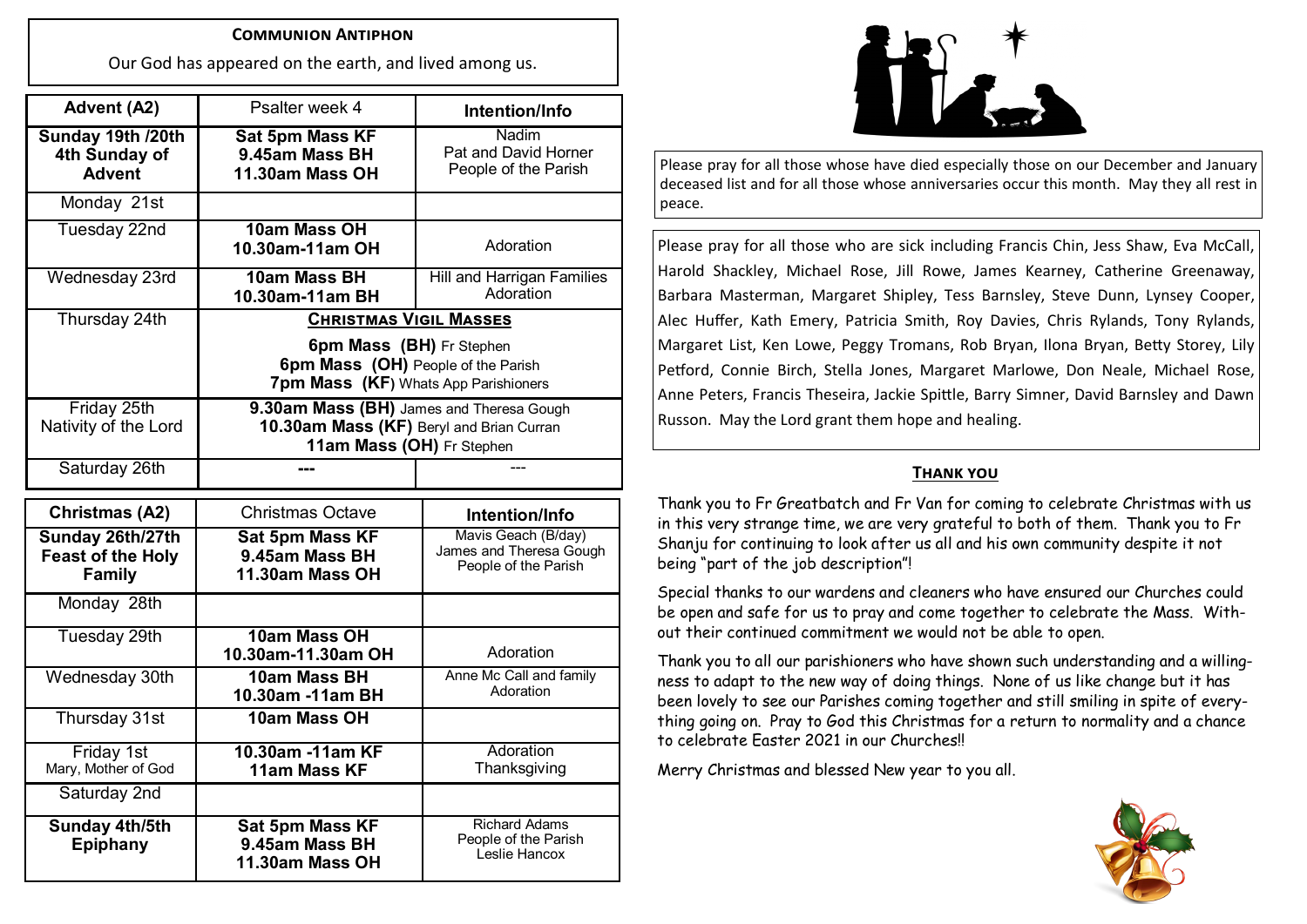## Communion Antiphon

Our God has appeared on the earth, and lived among us.

| Advent (A2) | Psalter week 4 | Intention/Info |
|---|---|---|
| **Sunday 19th /20th 4th Sunday of Advent** | **Sat 5pm Mass KF** **9.45am Mass BH** **11.30am Mass OH** | Nadim Pat and David Horner People of the Parish |
| Monday 21st | | |
| Tuesday 22nd | **10am Mass OH** **10.30am-11am OH** | Adoration |
| Wednesday 23rd | **10am Mass BH** **10.30am-11am BH** | Hill and Harrigan Families Adoration |
| Thursday 24th | **Christmas Vigil Masses** **6pm Mass (BH)** Fr Stephen **6pm Mass (OH)** People of the Parish **7pm Mass (KF)** Whats App Parishioners | |
| Friday 25th Nativity of the Lord | **9.30am Mass (BH)** James and Theresa Gough **10.30am Mass (KF)** Beryl and Brian Curran **11am Mass (OH)** Fr Stephen | |
| Saturday 26th | --- | --- |

| Christmas (A2) | Christmas Octave | Intention/Info |
|---|---|---|
| **Sunday 26th/27th Feast of the Holy Family** | **Sat 5pm Mass KF** **9.45am Mass BH** **11.30am Mass OH** | Mavis Geach (B/day) James and Theresa Gough People of the Parish |
| Monday 28th | | |
| Tuesday 29th | **10am Mass OH** **10.30am-11.30am OH** | Adoration |
| Wednesday 30th | **10am Mass BH** **10.30am -11am BH** | Anne Mc Call and family Adoration |
| Thursday 31st | **10am Mass OH** | |
| Friday 1st Mary, Mother of God | **10.30am -11am KF** **11am Mass KF** | Adoration Thanksgiving |
| Saturday 2nd | | |
| **Sunday 4th/5th Epiphany** | **Sat 5pm Mass KF** **9.45am Mass BH** **11.30am Mass OH** | Richard Adams People of the Parish Leslie Hancox |

Please pray for all those whose have died especially those on our December and January deceased list and for all those whose anniversaries occur this month. May they all rest in peace.

Please pray for all those who are sick including Francis Chin, Jess Shaw, Eva McCall, Harold Shackley, Michael Rose, Jill Rowe, James Kearney, Catherine Greenaway, Barbara Masterman, Margaret Shipley, Tess Barnsley, Steve Dunn, Lynsey Cooper, Alec Huffer, Kath Emery, Patricia Smith, Roy Davies, Chris Rylands, Tony Rylands, Margaret List, Ken Lowe, Peggy Tromans, Rob Bryan, Ilona Bryan, Betty Storey, Lily Petford, Connie Birch, Stella Jones, Margaret Marlowe, Don Neale, Michael Rose, Anne Peters, Francis Theseira, Jackie Spittle, Barry Simner, David Barnsley and Dawn Russon. May the Lord grant them hope and healing.

## Thank you

Thank you to Fr Greatbatch and Fr Van for coming to celebrate Christmas with us in this very strange time, we are very grateful to both of them. Thank you to Fr Shanju for continuing to look after us all and his own community despite it not being "part of the job description"!

Special thanks to our wardens and cleaners who have ensured our Churches could be open and safe for us to pray and come together to celebrate the Mass. Without their continued commitment we would not be able to open.

Thank you to all our parishioners who have shown such understanding and a willingness to adapt to the new way of doing things. None of us like change but it has been lovely to see our Parishes coming together and still smiling in spite of everything going on. Pray to God this Christmas for a return to normality and a chance to celebrate Easter 2021 in our Churches!!

Merry Christmas and blessed New year to you all.